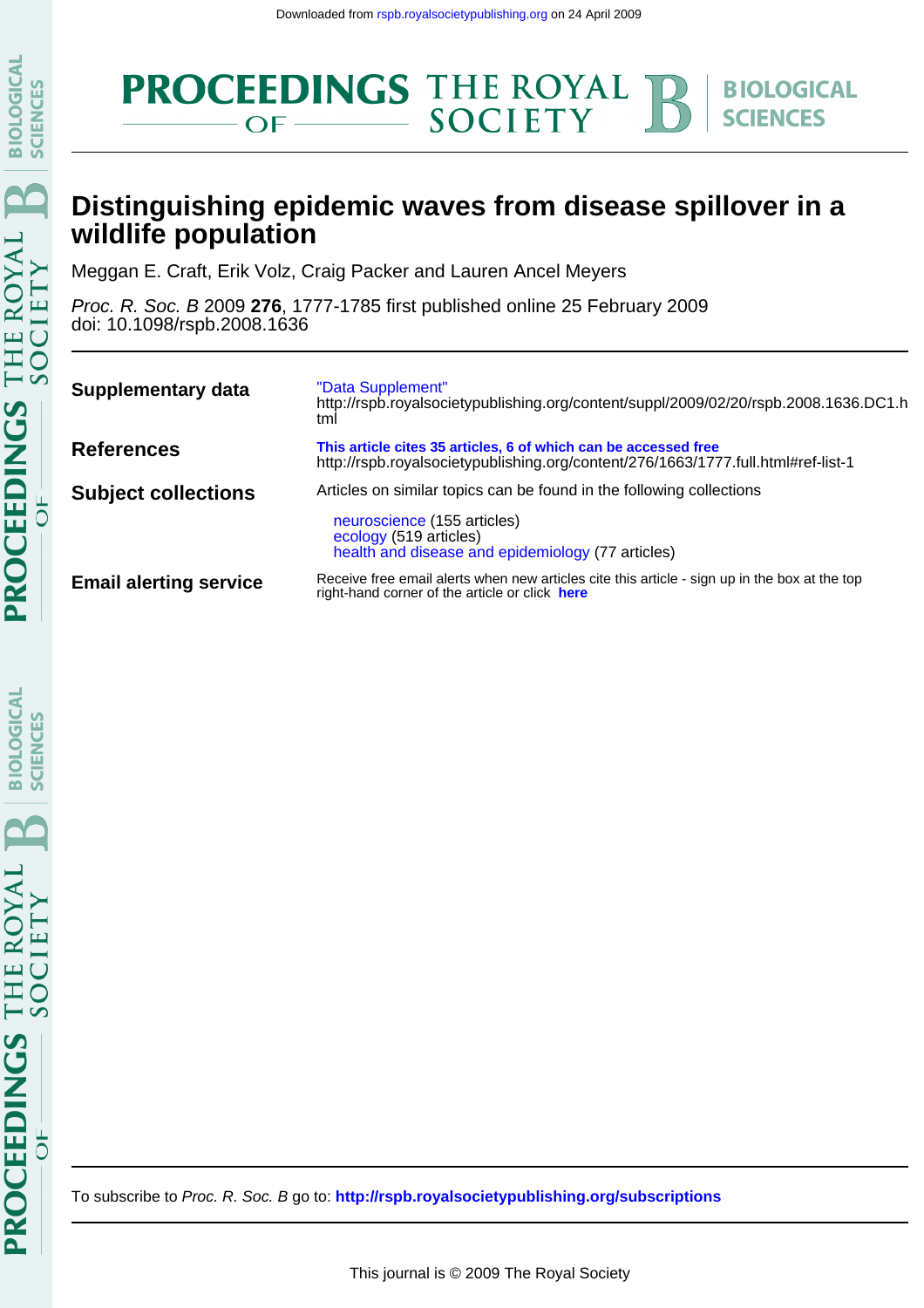Downloaded from rspb.royalsocietypublishing.org on 24 April 2009

# Distinguishing epidemic waves from disease spillover in a wildlife population

Meggan E. Craft, Erik Volz, Craig Packer and Lauren Ancel Meyers

*Proc. R. Soc. B* 2009 **276**, 1777-1785 first published online 25 February 2009
doi: 10.1098/rspb.2008.1636

| | |
|---|---|
| **Supplementary data** | "Data Supplement" http://rspb.royalsocietypublishing.org/content/suppl/2009/02/20/rspb.2008.1636.DC1.html |
| **References** | **This article cites 35 articles, 6 of which can be accessed free** http://rspb.royalsocietypublishing.org/content/276/1663/1777.full.html#ref-list-1 |
| **Subject collections** | Articles on similar topics can be found in the following collections<br>neuroscience (155 articles)<br>ecology (519 articles)<br>health and disease and epidemiology (77 articles) |
| **Email alerting service** | Receive free email alerts when new articles cite this article - sign up in the box at the top right-hand corner of the article or click **here** |

To subscribe to *Proc. R. Soc. B* go to: **http://rspb.royalsocietypublishing.org/subscriptions**

This journal is © 2009 The Royal Society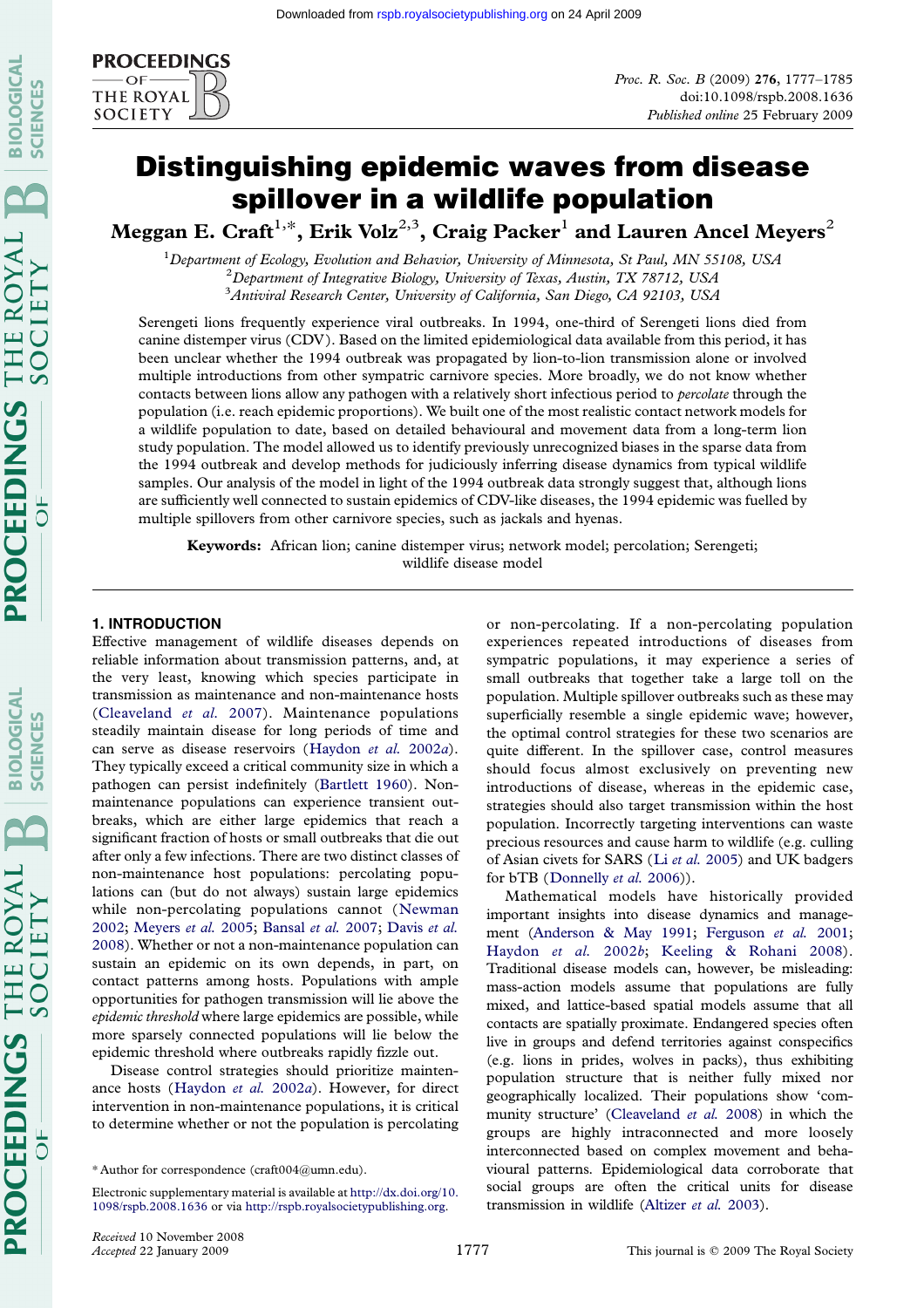# Distinguishing epidemic waves from disease spillover in a wildlife population

**Meggan E. Craft[1,*], Erik Volz[2,3], Craig Packer[1] and Lauren Ancel Meyers[2]**

[1]Department of Ecology, Evolution and Behavior, University of Minnesota, St Paul, MN 55108, USA
[2]Department of Integrative Biology, University of Texas, Austin, TX 78712, USA
[3]Antiviral Research Center, University of California, San Diego, CA 92103, USA

Serengeti lions frequently experience viral outbreaks. In 1994, one-third of Serengeti lions died from canine distemper virus (CDV). Based on the limited epidemiological data available from this period, it has been unclear whether the 1994 outbreak was propagated by lion-to-lion transmission alone or involved multiple introductions from other sympatric carnivore species. More broadly, we do not know whether contacts between lions allow any pathogen with a relatively short infectious period to *percolate* through the population (i.e. reach epidemic proportions). We built one of the most realistic contact network models for a wildlife population to date, based on detailed behavioural and movement data from a long-term lion study population. The model allowed us to identify previously unrecognized biases in the sparse data from the 1994 outbreak and develop methods for judiciously inferring disease dynamics from typical wildlife samples. Our analysis of the model in light of the 1994 outbreak data strongly suggest that, although lions are sufficiently well connected to sustain epidemics of CDV-like diseases, the 1994 epidemic was fuelled by multiple spillovers from other carnivore species, such as jackals and hyenas.

**Keywords:** African lion; canine distemper virus; network model; percolation; Serengeti; wildlife disease model

## 1. INTRODUCTION

Effective management of wildlife diseases depends on reliable information about transmission patterns, and, at the very least, knowing which species participate in transmission as maintenance and non-maintenance hosts (Cleaveland *et al.* 2007). Maintenance populations steadily maintain disease for long periods of time and can serve as disease reservoirs (Haydon *et al.* 2002*a*). They typically exceed a critical community size in which a pathogen can persist indefinitely (Bartlett 1960). Non-maintenance populations can experience transient outbreaks, which are either large epidemics that reach a significant fraction of hosts or small outbreaks that die out after only a few infections. There are two distinct classes of non-maintenance host populations: percolating populations can (but do not always) sustain large epidemics while non-percolating populations cannot (Newman 2002; Meyers *et al.* 2005; Bansal *et al.* 2007; Davis *et al.* 2008). Whether or not a non-maintenance population can sustain an epidemic on its own depends, in part, on contact patterns among hosts. Populations with ample opportunities for pathogen transmission will lie above the *epidemic threshold* where large epidemics are possible, while more sparsely connected populations will lie below the epidemic threshold where outbreaks rapidly fizzle out.

Disease control strategies should prioritize maintenance hosts (Haydon *et al.* 2002*a*). However, for direct intervention in non-maintenance populations, it is critical to determine whether or not the population is percolating or non-percolating. If a non-percolating population experiences repeated introductions of diseases from sympatric populations, it may experience a series of small outbreaks that together take a large toll on the population. Multiple spillover outbreaks such as these may superficially resemble a single epidemic wave; however, the optimal control strategies for these two scenarios are quite different. In the spillover case, control measures should focus almost exclusively on preventing new introductions of disease, whereas in the epidemic case, strategies should also target transmission within the host population. Incorrectly targeting interventions can waste precious resources and cause harm to wildlife (e.g. culling of Asian civets for SARS (Li *et al.* 2005) and UK badgers for bTB (Donnelly *et al.* 2006)).

Mathematical models have historically provided important insights into disease dynamics and management (Anderson & May 1991; Ferguson *et al.* 2001; Haydon *et al.* 2002*b*; Keeling & Rohani 2008). Traditional disease models can, however, be misleading: mass-action models assume that populations are fully mixed, and lattice-based spatial models assume that all contacts are spatially proximate. Endangered species often live in groups and defend territories against conspecifics (e.g. lions in prides, wolves in packs), thus exhibiting population structure that is neither fully mixed nor geographically localized. Their populations show 'community structure' (Cleaveland *et al.* 2008) in which the groups are highly intraconnected and more loosely interconnected based on complex movement and behavioural patterns. Epidemiological data corroborate that social groups are often the critical units for disease transmission in wildlife (Altizer *et al.* 2003).

\* Author for correspondence (craft004@umn.edu).

Electronic supplementary material is available at http://dx.doi.org/10.1098/rspb.2008.1636 or via http://rspb.royalsocietypublishing.org.

*Received* 10 November 2008
*Accepted* 22 January 2009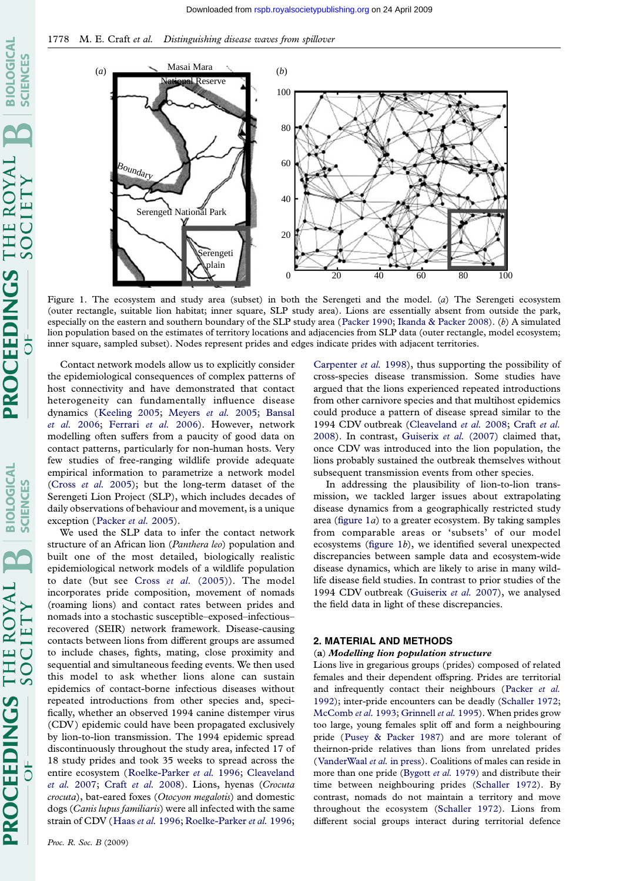Figure 1. The ecosystem and study area (subset) in both the Serengeti and the model. (*a*) The Serengeti ecosystem (outer rectangle, suitable lion habitat; inner square, SLP study area). Lions are essentially absent from outside the park, especially on the eastern and southern boundary of the SLP study area (Packer 1990; Ikanda & Packer 2008). (*b*) A simulated lion population based on the estimates of territory locations and adjacencies from SLP data (outer rectangle, model ecosystem; inner square, sampled subset). Nodes represent prides and edges indicate prides with adjacent territories.

Contact network models allow us to explicitly consider the epidemiological consequences of complex patterns of host connectivity and have demonstrated that contact heterogeneity can fundamentally influence disease dynamics (Keeling 2005; Meyers *et al.* 2005; Bansal *et al.* 2006; Ferrari *et al.* 2006). However, network modelling often suffers from a paucity of good data on contact patterns, particularly for non-human hosts. Very few studies of free-ranging wildlife provide adequate empirical information to parametrize a network model (Cross *et al.* 2005); but the long-term dataset of the Serengeti Lion Project (SLP), which includes decades of daily observations of behaviour and movement, is a unique exception (Packer *et al.* 2005).

We used the SLP data to infer the contact network structure of an African lion (*Panthera leo*) population and built one of the most detailed, biologically realistic epidemiological network models of a wildlife population to date (but see Cross *et al.* (2005)). The model incorporates pride composition, movement of nomads (roaming lions) and contact rates between prides and nomads into a stochastic susceptible–exposed–infectious–recovered (SEIR) network framework. Disease-causing contacts between lions from different groups are assumed to include chases, fights, mating, close proximity and sequential and simultaneous feeding events. We then used this model to ask whether lions alone can sustain epidemics of contact-borne infectious diseases without repeated introductions from other species and, specifically, whether an observed 1994 canine distemper virus (CDV) epidemic could have been propagated exclusively by lion-to-lion transmission. The 1994 epidemic spread discontinuously throughout the study area, infected 17 of 18 study prides and took 35 weeks to spread across the entire ecosystem (Roelke-Parker *et al.* 1996; Cleaveland *et al.* 2007; Craft *et al.* 2008). Lions, hyenas (*Crocuta crocuta*), bat-eared foxes (*Otocyon megalotis*) and domestic dogs (*Canis lupus familiaris*) were all infected with the same strain of CDV (Haas *et al.* 1996; Roelke-Parker *et al.* 1996; Carpenter *et al.* 1998), thus supporting the possibility of cross-species disease transmission. Some studies have argued that the lions experienced repeated introductions from other carnivore species and that multihost epidemics could produce a pattern of disease spread similar to the 1994 CDV outbreak (Cleaveland *et al.* 2008; Craft *et al.* 2008). In contrast, Guiserix *et al.* (2007) claimed that, once CDV was introduced into the lion population, the lions probably sustained the outbreak themselves without subsequent transmission events from other species.

In addressing the plausibility of lion-to-lion transmission, we tackled larger issues about extrapolating disease dynamics from a geographically restricted study area (figure 1*a*) to a greater ecosystem. By taking samples from comparable areas or 'subsets' of our model ecosystems (figure 1*b*), we identified several unexpected discrepancies between sample data and ecosystem-wide disease dynamics, which are likely to arise in many wildlife disease field studies. In contrast to prior studies of the 1994 CDV outbreak (Guiserix *et al.* 2007), we analysed the field data in light of these discrepancies.

## 2. MATERIAL AND METHODS

### (a) *Modelling lion population structure*

Lions live in gregarious groups (prides) composed of related females and their dependent offspring. Prides are territorial and infrequently contact their neighbours (Packer *et al.* 1992); inter-pride encounters can be deadly (Schaller 1972; McComb *et al.* 1993; Grinnell *et al.* 1995). When prides grow too large, young females split off and form a neighbouring pride (Pusey & Packer 1987) and are more tolerant of theirnon-pride relatives than lions from unrelated prides (VanderWaal *et al.* in press). Coalitions of males can reside in more than one pride (Bygott *et al.* 1979) and distribute their time between neighbouring prides (Schaller 1972). By contrast, nomads do not maintain a territory and move throughout the ecosystem (Schaller 1972). Lions from different social groups interact during territorial defence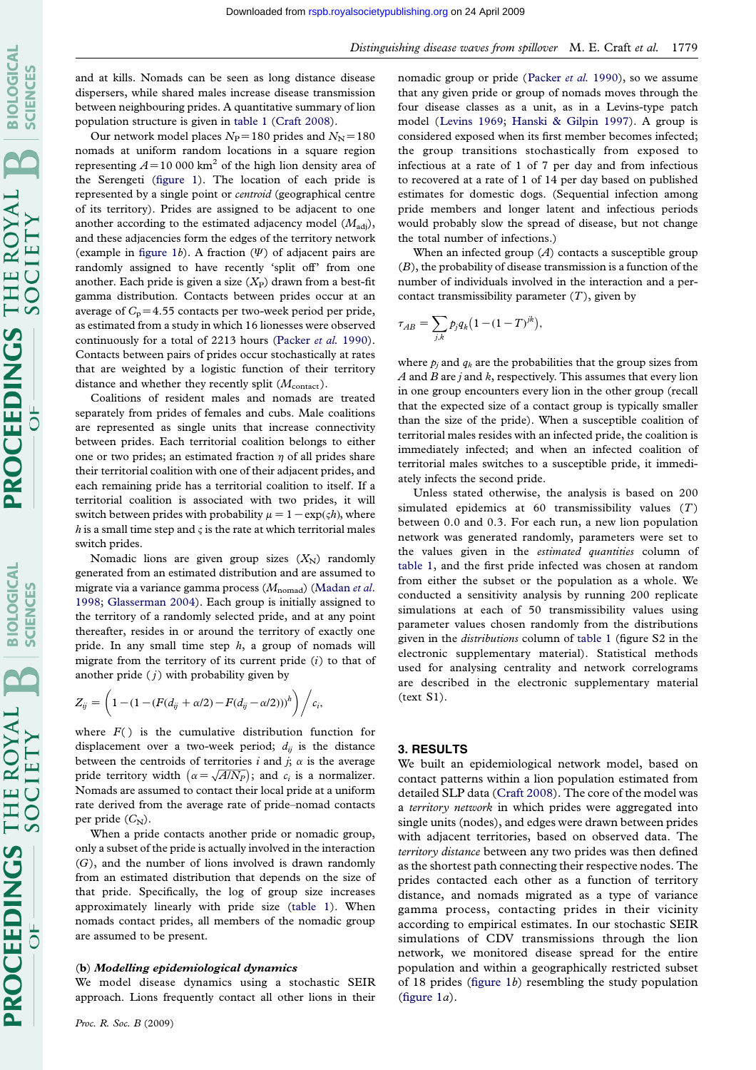and at kills. Nomads can be seen as long distance disease dispersers, while shared males increase disease transmission between neighbouring prides. A quantitative summary of lion population structure is given in table 1 (Craft 2008).

Our network model places $N_P = 180$ prides and $N_N = 180$ nomads at uniform random locations in a square region representing $A = 10\,000\ \text{km}^2$ of the high lion density area of the Serengeti (figure 1). The location of each pride is represented by a single point or *centroid* (geographical centre of its territory). Prides are assigned to be adjacent to one another according to the estimated adjacency model ($M_{\text{adj}}$), and these adjacencies form the edges of the territory network (example in figure 1*b*). A fraction ($\Psi$) of adjacent pairs are randomly assigned to have recently 'split off' from one another. Each pride is given a size ($X_P$) drawn from a best-fit gamma distribution. Contacts between prides occur at an average of $C_P = 4.55$ contacts per two-week period per pride, as estimated from a study in which 16 lionesses were observed continuously for a total of 2213 hours (Packer *et al.* 1990). Contacts between pairs of prides occur stochastically at rates that are weighted by a logistic function of their territory distance and whether they recently split ($M_{\text{contact}}$).

Coalitions of resident males and nomads are treated separately from prides of females and cubs. Male coalitions are represented as single units that increase connectivity between prides. Each territorial coalition belongs to either one or two prides; an estimated fraction $\eta$ of all prides share their territorial coalition with one of their adjacent prides, and each remaining pride has a territorial coalition to itself. If a territorial coalition is associated with two prides, it will switch between prides with probability $\mu = 1 - \exp(\varsigma h)$, where $h$ is a small time step and $\varsigma$ is the rate at which territorial males switch prides.

Nomadic lions are given group sizes ($X_N$) randomly generated from an estimated distribution and are assumed to migrate via a variance gamma process ($M_{\text{nomad}}$) (Madan *et al.* 1998; Glasserman 2004). Each group is initially assigned to the territory of a randomly selected pride, and at any point thereafter, resides in or around the territory of exactly one pride. In any small time step $h$, a group of nomads will migrate from the territory of its current pride ($i$) to that of another pride ($j$) with probability given by

$$Z_{ij} = \left(1 - (1 - (F(d_{ij} + \alpha/2) - F(d_{ij} - \alpha/2))^h\right) \Big/ c_i,$$

where $F(\,)$ is the cumulative distribution function for displacement over a two-week period; $d_{ij}$ is the distance between the centroids of territories $i$ and $j$; $\alpha$ is the average pride territory width $\left(\alpha = \sqrt{A/N_P}\right)$; and $c_i$ is a normalizer. Nomads are assumed to contact their local pride at a uniform rate derived from the average rate of pride–nomad contacts per pride ($C_N$).

When a pride contacts another pride or nomadic group, only a subset of the pride is actually involved in the interaction ($G$), and the number of lions involved is drawn randomly from an estimated distribution that depends on the size of that pride. Specifically, the log of group size increases approximately linearly with pride size (table 1). When nomads contact prides, all members of the nomadic group are assumed to be present.

### (b) *Modelling epidemiological dynamics*

We model disease dynamics using a stochastic SEIR approach. Lions frequently contact all other lions in their nomadic group or pride (Packer *et al.* 1990), so we assume that any given pride or group of nomads moves through the four disease classes as a unit, as in a Levins-type patch model (Levins 1969; Hanski & Gilpin 1997). A group is considered exposed when its first member becomes infected; the group transitions stochastically from exposed to infectious at a rate of 1 of 7 per day and from infectious to recovered at a rate of 1 of 14 per day based on published estimates for domestic dogs. (Sequential infection among pride members and longer latent and infectious periods would probably slow the spread of disease, but not change the total number of infections.)

When an infected group ($A$) contacts a susceptible group ($B$), the probability of disease transmission is a function of the number of individuals involved in the interaction and a per-contact transmissibility parameter ($T$), given by

$$\tau_{AB} = \sum_{j,k} p_j q_k \left(1 - (1 - T)^{jk}\right),$$

where $p_j$ and $q_k$ are the probabilities that the group sizes from $A$ and $B$ are $j$ and $k$, respectively. This assumes that every lion in one group encounters every lion in the other group (recall that the expected size of a contact group is typically smaller than the size of the pride). When a susceptible coalition of territorial males resides with an infected pride, the coalition is immediately infected; and when an infected coalition of territorial males switches to a susceptible pride, it immediately infects the second pride.

Unless stated otherwise, the analysis is based on 200 simulated epidemics at 60 transmissibility values ($T$) between 0.0 and 0.3. For each run, a new lion population network was generated randomly, parameters were set to the values given in the *estimated quantities* column of table 1, and the first pride infected was chosen at random from either the subset or the population as a whole. We conducted a sensitivity analysis by running 200 replicate simulations at each of 50 transmissibility values using parameter values chosen randomly from the distributions given in the *distributions* column of table 1 (figure S2 in the electronic supplementary material). Statistical methods used for analysing centrality and network correlograms are described in the electronic supplementary material (text S1).

## 3. RESULTS

We built an epidemiological network model, based on contact patterns within a lion population estimated from detailed SLP data (Craft 2008). The core of the model was a *territory network* in which prides were aggregated into single units (nodes), and edges were drawn between prides with adjacent territories, based on observed data. The *territory distance* between any two prides was then defined as the shortest path connecting their respective nodes. The prides contacted each other as a function of territory distance, and nomads migrated as a type of variance gamma process, contacting prides in their vicinity according to empirical estimates. In our stochastic SEIR simulations of CDV transmissions through the lion network, we monitored disease spread for the entire population and within a geographically restricted subset of 18 prides (figure 1*b*) resembling the study population (figure 1*a*).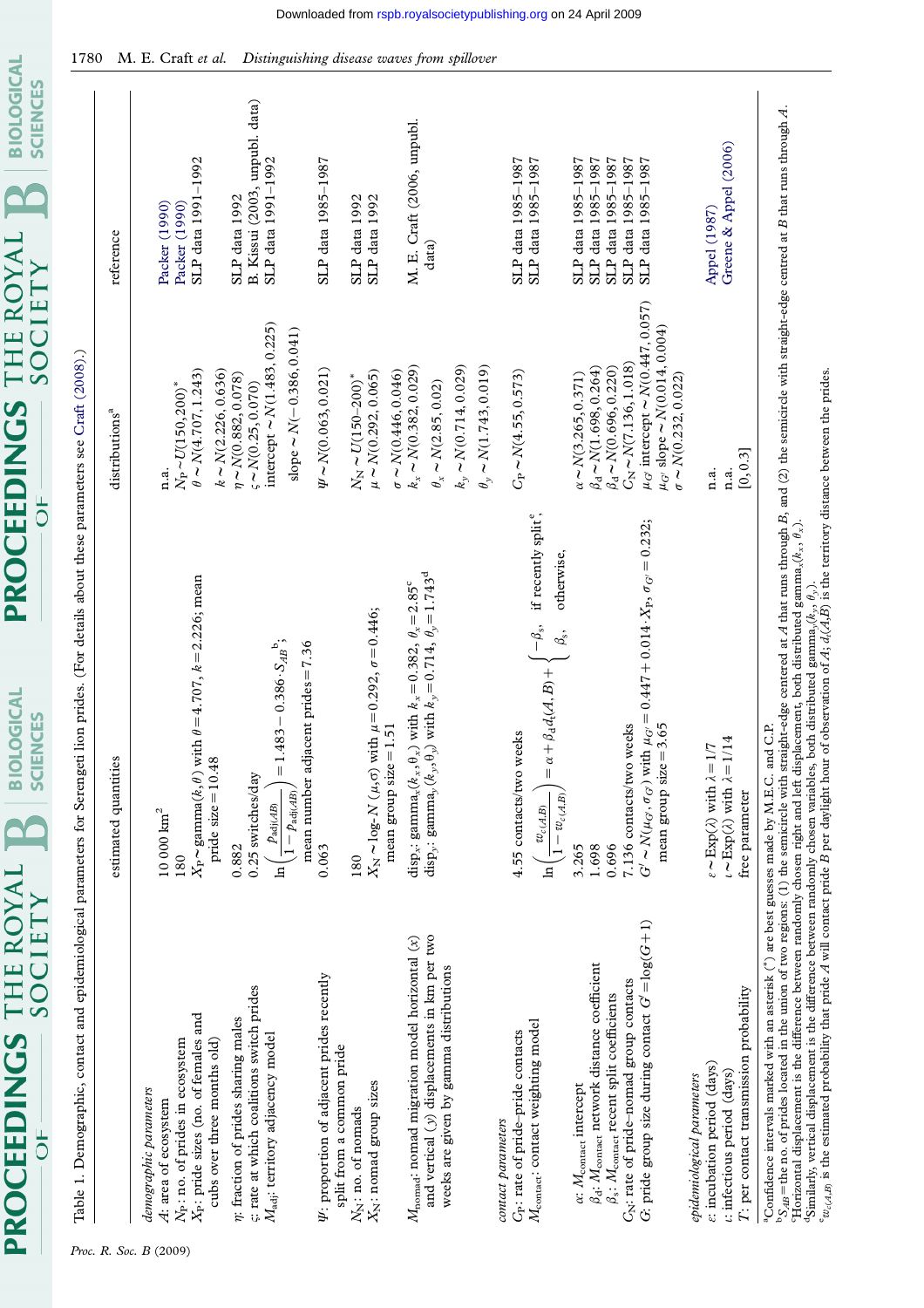Table 1. Demographic, contact and epidemiological parameters for Serengeti lion prides. (For details about these parameters see Craft (2008).)

| | estimated quantities | distributions[a] | reference |
|---|---|---|---|
| *demographic parameters* | | | |
| $A$: area of ecosystem | 10 000 km$^2$ | n.a. | Packer (1990) |
| $N_P$: no. of prides in ecosystem | 180 | $N_P \sim U(150, 200)^*$ | Packer (1990) |
| $X_P$: pride sizes (no. of females and cubs over three months old) | $X_P \sim \text{gamma}(k, \theta)$ with $\theta = 4.707$, $k = 2.226$; mean pride size = 10.48 | $\theta \sim N(4.707, 1.243)$; $k \sim N(2.226, 0.636)$ | SLP data 1991–1992 |
| $\eta$: fraction of prides sharing males | 0.882 | $\eta \sim N(0.882, 0.078)$ | SLP data 1992 |
| $\zeta$: rate at which coalitions switch prides | 0.25 switches/day | $\zeta \sim N(0.25, 0.070)$ | B. Kissui (2003, unpubl. data) |
| $M_{\text{adj}}$: territory adjacency model | $\ln\left(\frac{p_{\text{adj}(AB)}}{1 - p_{\text{adj}(AB)}}\right) = 1.483 - 0.386 \cdot S_{AB}$[b]; mean number adjacent prides = 7.36 | intercept $\sim N(1.483, 0.225)$; slope $\sim N(-0.386, 0.041)$ | SLP data 1991–1992 |
| $\psi$: proportion of adjacent prides recently split from a common pride | 0.063 | $\psi \sim N(0.063, 0.021)$ | SLP data 1985–1987 |
| $N_N$: no. of nomads | 180 | $N_N \sim U(150\text{–}200)^*$ | SLP data 1992 |
| $X_N$: nomad group sizes | $X_N \sim \log\text{-}N(\mu, \sigma)$ with $\mu = 0.292$, $\sigma = 0.446$; mean group size = 1.51 | $\mu \sim N(0.292, 0.065)$; $\sigma \sim N(0.446, 0.046)$ | SLP data 1992 |
| $M_{\text{nomad}}$: nomad migration model horizontal ($x$) and vertical ($y$) displacements in km per two weeks are given by gamma distributions | disp$_x$: gamma$_x(k_x, \theta_x)$ with $k_x = 0.382$, $\theta_x = 2.85$[c]; disp$_y$: gamma$_y(k_y, \theta_y)$ with $k_y = 0.714$, $\theta_y = 1.743$[d] | $k_x \sim N(0.382, 0.029)$; $\theta_x \sim N(2.85, 0.02)$; $k_y \sim N(0.714, 0.029)$; $\theta_y \sim N(1.743, 0.019)$ | M. E. Craft (2006, unpubl. data) |
| *contact parameters* | | | |
| $C_P$: rate of pride–pride contacts | 4.55 contacts/two weeks | $C_P \sim N(4.55, 0.573)$ | SLP data 1985–1987 |
| $M_{\text{contact}}$: contact weighting model | $\ln\left(\frac{w_{c(A,B)}}{1 - w_{c(A,B)}}\right) = \alpha + \beta_d d_t(A,B) + \begin{cases} -\beta_s, & \text{if recently split}^e, \\ \beta_s, & \text{otherwise,} \end{cases}$ | | SLP data 1985–1987 |
| $\alpha$: $M_{\text{contact}}$ intercept | 3.265 | $\alpha \sim N(3.265, 0.371)$ | SLP data 1985–1987 |
| $\beta_d$: $M_{\text{contact}}$ network distance coefficient | 1.698 | $\beta_d \sim N(1.698, 0.264)$ | SLP data 1985–1987 |
| $\beta_s$: $M_{\text{contact}}$ recent split coefficients | 0.696 | $\beta_s \sim N(0.696, 0.220)$ | SLP data 1985–1987 |
| $C_N$: rate of pride–nomad group contacts | 7.136 contacts/two weeks | $C_N \sim N(7.136, 1.018)$ | SLP data 1985–1987 |
| $G$: pride group size during contact $G' = \log(G+1)$ | $G' \sim N(\mu_{G'}, \sigma_{G'})$ with $\mu_{G'} = 0.447 + 0.014 \cdot X_P$, $\sigma_{G'} = 0.232$; mean group size = 3.65 | $\mu_{G'}$ intercept $\sim N(0.447, 0.057)$; $\mu_{G'}$ slope $\sim N(0.014, 0.004)$; $\sigma \sim N(0.232, 0.022)$ | SLP data 1985–1987 |
| *epidemiological parameters* | | | |
| $\varepsilon$: incubation period (days) | $\varepsilon \sim \text{Exp}(\lambda)$ with $\lambda = 1/7$ | n.a. | Appel (1987) |
| $\iota$: infectious period (days) | $\iota \sim \text{Exp}(\lambda)$ with $\lambda = 1/14$ | n.a. | Greene & Appel (2006) |
| $T$: per contact transmission probability | free parameter | [0, 0.3] | |

[a]Confidence intervals marked with an asterisk (*) are best guesses made by M.E.C. and C.P.
[b]$S_{AB}$ = the no. of prides located in the union of two regions: (1) the semicircle with straight-edge centered at $A$ that runs through $B$, and (2) the semicircle with straight-edge centred at $B$ that runs through $A$.
[c]Horizontal displacement is the difference between randomly chosen right and left displacement, both distributed gamma$_x(k_x, \theta_x)$.
[d]Similarly, vertical displacement is the difference between randomly chosen variables, both distributed gamma$_y(k_y, \theta_y)$.
[e]$w_{c(A,B)}$ is the estimated probability that pride $A$ will contact pride $B$ per daylight hour of observation of $A$; $d_t(A,B)$ is the territory distance between the prides.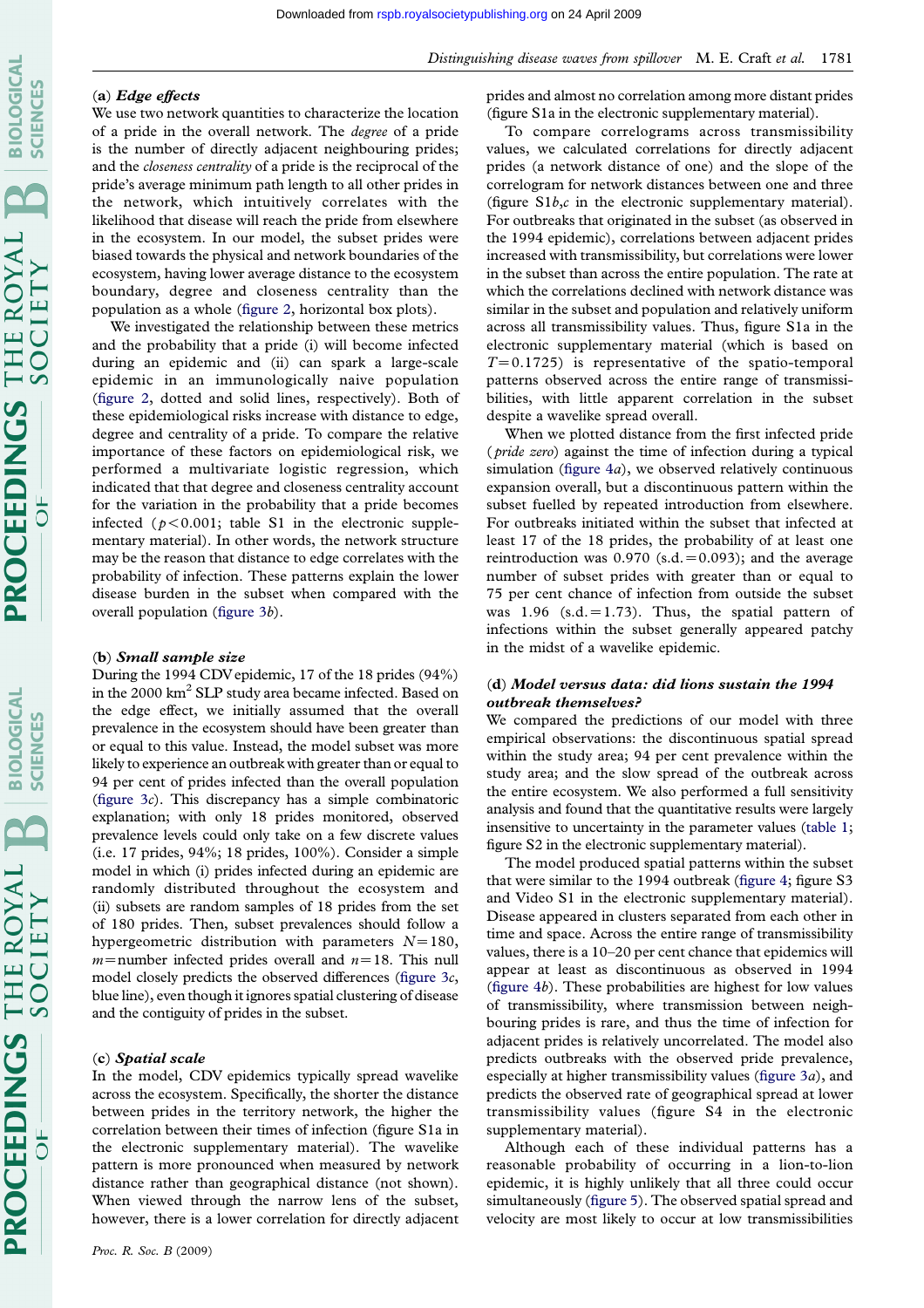### (a) *Edge effects*

We use two network quantities to characterize the location of a pride in the overall network. The *degree* of a pride is the number of directly adjacent neighbouring prides; and the *closeness centrality* of a pride is the reciprocal of the pride's average minimum path length to all other prides in the network, which intuitively correlates with the likelihood that disease will reach the pride from elsewhere in the ecosystem. In our model, the subset prides were biased towards the physical and network boundaries of the ecosystem, having lower average distance to the ecosystem boundary, degree and closeness centrality than the population as a whole (figure 2, horizontal box plots).

We investigated the relationship between these metrics and the probability that a pride (i) will become infected during an epidemic and (ii) can spark a large-scale epidemic in an immunologically naive population (figure 2, dotted and solid lines, respectively). Both of these epidemiological risks increase with distance to edge, degree and centrality of a pride. To compare the relative importance of these factors on epidemiological risk, we performed a multivariate logistic regression, which indicated that that degree and closeness centrality account for the variation in the probability that a pride becomes infected ($p<0.001$; table S1 in the electronic supplementary material). In other words, the network structure may be the reason that distance to edge correlates with the probability of infection. These patterns explain the lower disease burden in the subset when compared with the overall population (figure 3*b*).

### (b) *Small sample size*

During the 1994 CDV epidemic, 17 of the 18 prides (94%) in the 2000 $km^2$ SLP study area became infected. Based on the edge effect, we initially assumed that the overall prevalence in the ecosystem should have been greater than or equal to this value. Instead, the model subset was more likely to experience an outbreak with greater than or equal to 94 per cent of prides infected than the overall population (figure 3*c*). This discrepancy has a simple combinatoric explanation; with only 18 prides monitored, observed prevalence levels could only take on a few discrete values (i.e. 17 prides, 94%; 18 prides, 100%). Consider a simple model in which (i) prides infected during an epidemic are randomly distributed throughout the ecosystem and (ii) subsets are random samples of 18 prides from the set of 180 prides. Then, subset prevalences should follow a hypergeometric distribution with parameters $N=180$, $m$ = number infected prides overall and $n=18$. This null model closely predicts the observed differences (figure 3*c*, blue line), even though it ignores spatial clustering of disease and the contiguity of prides in the subset.

### (c) *Spatial scale*

In the model, CDV epidemics typically spread wavelike across the ecosystem. Specifically, the shorter the distance between prides in the territory network, the higher the correlation between their times of infection (figure S1a in the electronic supplementary material). The wavelike pattern is more pronounced when measured by network distance rather than geographical distance (not shown). When viewed through the narrow lens of the subset, however, there is a lower correlation for directly adjacent prides and almost no correlation among more distant prides (figure S1a in the electronic supplementary material).

To compare correlograms across transmissibility values, we calculated correlations for directly adjacent prides (a network distance of one) and the slope of the correlogram for network distances between one and three (figure S1*b*,*c* in the electronic supplementary material). For outbreaks that originated in the subset (as observed in the 1994 epidemic), correlations between adjacent prides increased with transmissibility, but correlations were lower in the subset than across the entire population. The rate at which the correlations declined with network distance was similar in the subset and population and relatively uniform across all transmissibility values. Thus, figure S1a in the electronic supplementary material (which is based on $T=0.1725$) is representative of the spatio-temporal patterns observed across the entire range of transmissibilities, with little apparent correlation in the subset despite a wavelike spread overall.

When we plotted distance from the first infected pride (*pride zero*) against the time of infection during a typical simulation (figure 4*a*), we observed relatively continuous expansion overall, but a discontinuous pattern within the subset fuelled by repeated introduction from elsewhere. For outbreaks initiated within the subset that infected at least 17 of the 18 prides, the probability of at least one reintroduction was 0.970 (s.d. $=0.093$); and the average number of subset prides with greater than or equal to 75 per cent chance of infection from outside the subset was 1.96 (s.d. $=1.73$). Thus, the spatial pattern of infections within the subset generally appeared patchy in the midst of a wavelike epidemic.

### (d) *Model versus data: did lions sustain the 1994 outbreak themselves?*

We compared the predictions of our model with three empirical observations: the discontinuous spatial spread within the study area; 94 per cent prevalence within the study area; and the slow spread of the outbreak across the entire ecosystem. We also performed a full sensitivity analysis and found that the quantitative results were largely insensitive to uncertainty in the parameter values (table 1; figure S2 in the electronic supplementary material).

The model produced spatial patterns within the subset that were similar to the 1994 outbreak (figure 4; figure S3 and Video S1 in the electronic supplementary material). Disease appeared in clusters separated from each other in time and space. Across the entire range of transmissibility values, there is a 10–20 per cent chance that epidemics will appear at least as discontinuous as observed in 1994 (figure 4*b*). These probabilities are highest for low values of transmissibility, where transmission between neighbouring prides is rare, and thus the time of infection for adjacent prides is relatively uncorrelated. The model also predicts outbreaks with the observed pride prevalence, especially at higher transmissibility values (figure 3*a*), and predicts the observed rate of geographical spread at lower transmissibility values (figure S4 in the electronic supplementary material).

Although each of these individual patterns has a reasonable probability of occurring in a lion-to-lion epidemic, it is highly unlikely that all three could occur simultaneously (figure 5). The observed spatial spread and velocity are most likely to occur at low transmissibilities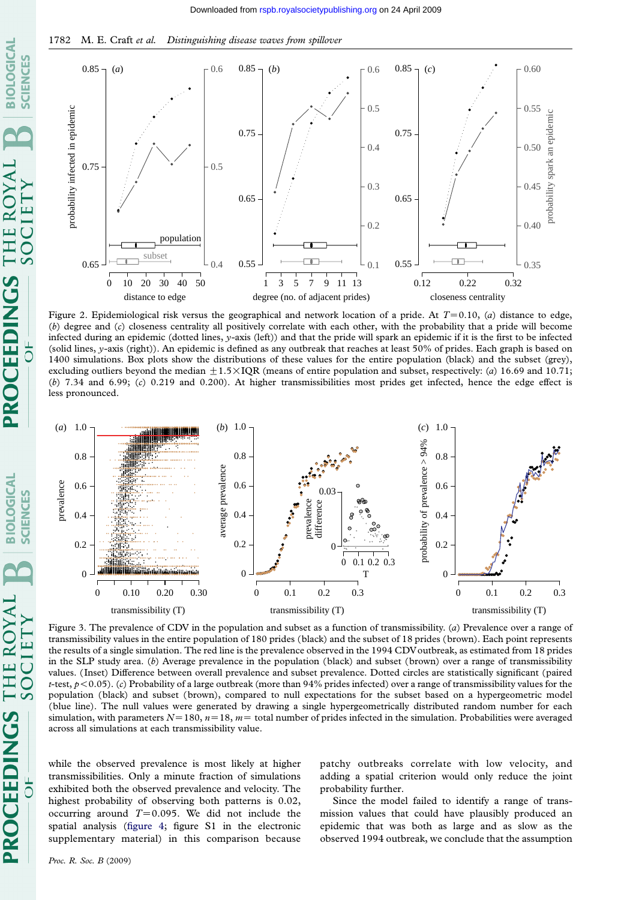Figure 2. Epidemiological risk versus the geographical and network location of a pride. At $T=0.10$, (*a*) distance to edge, (*b*) degree and (*c*) closeness centrality all positively correlate with each other, with the probability that a pride will become infected during an epidemic (dotted lines, *y*-axis (left)) and that the pride will spark an epidemic if it is the first to be infected (solid lines, *y*-axis (right)). An epidemic is defined as any outbreak that reaches at least 50% of prides. Each graph is based on 1400 simulations. Box plots show the distributions of these values for the entire population (black) and the subset (grey), excluding outliers beyond the median $\pm 1.5 \times \text{IQR}$ (means of entire population and subset, respectively: (*a*) 16.69 and 10.71; (*b*) 7.34 and 6.99; (*c*) 0.219 and 0.200). At higher transmissibilities most prides get infected, hence the edge effect is less pronounced.

Figure 3. The prevalence of CDV in the population and subset as a function of transmissibility. (*a*) Prevalence over a range of transmissibility values in the entire population of 180 prides (black) and the subset of 18 prides (brown). Each point represents the results of a single simulation. The red line is the prevalence observed in the 1994 CDV outbreak, as estimated from 18 prides in the SLP study area. (*b*) Average prevalence in the population (black) and subset (brown) over a range of transmissibility values. (Inset) Difference between overall prevalence and subset prevalence. Dotted circles are statistically significant (paired *t*-test, $p<0.05$). (*c*) Probability of a large outbreak (more than 94% prides infected) over a range of transmissibility values for the population (black) and subset (brown), compared to null expectations for the subset based on a hypergeometric model (blue line). The null values were generated by drawing a single hypergeometrically distributed random number for each simulation, with parameters $N=180$, $n=18$, $m=$ total number of prides infected in the simulation. Probabilities were averaged across all simulations at each transmissibility value.

while the observed prevalence is most likely at higher transmissibilities. Only a minute fraction of simulations exhibited both the observed prevalence and velocity. The highest probability of observing both patterns is 0.02, occurring around $T=0.095$. We did not include the spatial analysis (figure 4; figure S1 in the electronic supplementary material) in this comparison because patchy outbreaks correlate with low velocity, and adding a spatial criterion would only reduce the joint probability further.

Since the model failed to identify a range of transmission values that could have plausibly produced an epidemic that was both as large and as slow as the observed 1994 outbreak, we conclude that the assumption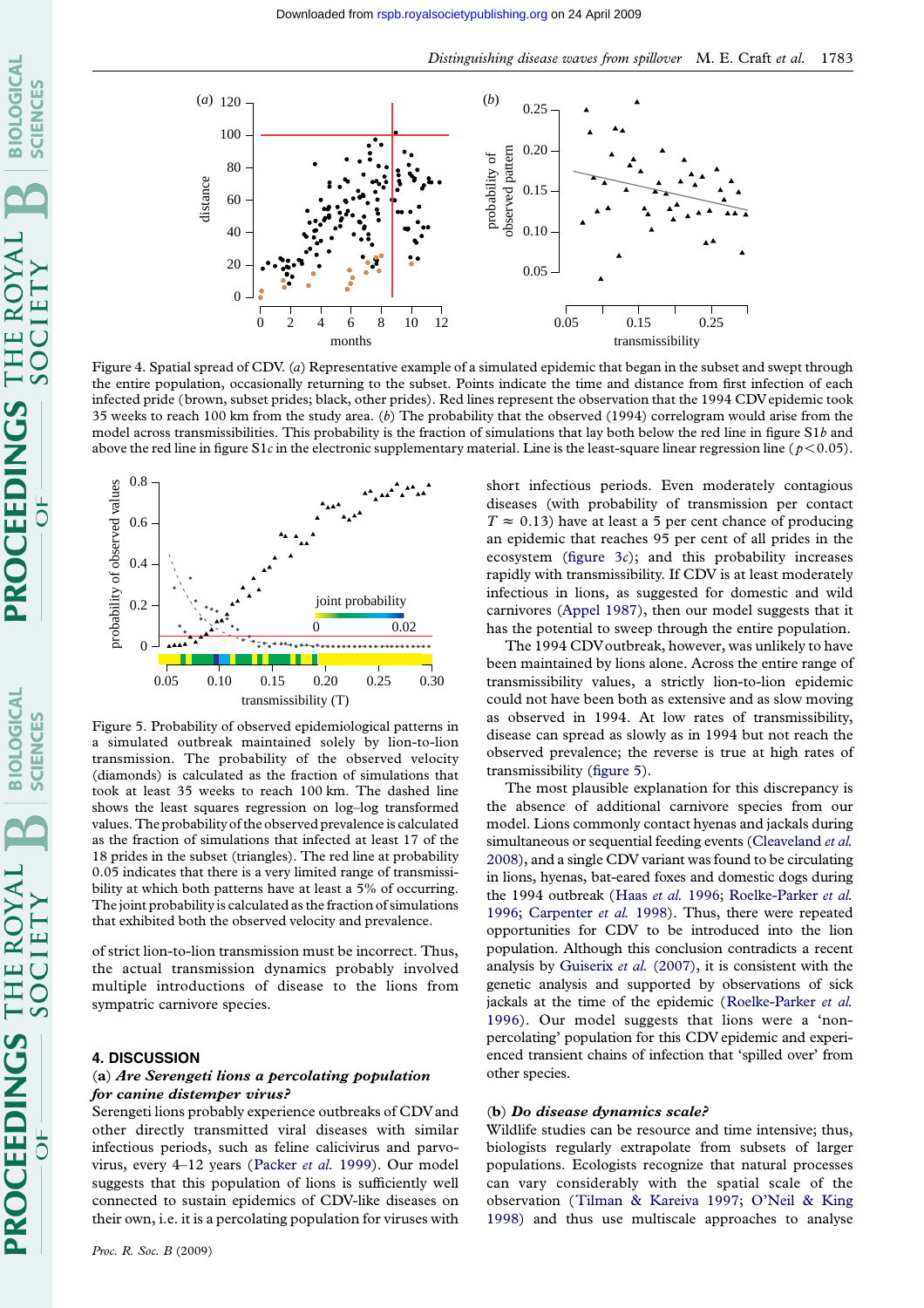Figure 4. Spatial spread of CDV. (*a*) Representative example of a simulated epidemic that began in the subset and swept through the entire population, occasionally returning to the subset. Points indicate the time and distance from first infection of each infected pride (brown, subset prides; black, other prides). Red lines represent the observation that the 1994 CDV epidemic took 35 weeks to reach 100 km from the study area. (*b*) The probability that the observed (1994) correlogram would arise from the model across transmissibilities. This probability is the fraction of simulations that lay both below the red line in figure S1*b* and above the red line in figure S1*c* in the electronic supplementary material. Line is the least-square linear regression line ($p<0.05$).

Figure 5. Probability of observed epidemiological patterns in a simulated outbreak maintained solely by lion-to-lion transmission. The probability of the observed velocity (diamonds) is calculated as the fraction of simulations that took at least 35 weeks to reach 100 km. The dashed line shows the least squares regression on log–log transformed values. The probability of the observed prevalence is calculated as the fraction of simulations that infected at least 17 of the 18 prides in the subset (triangles). The red line at probability 0.05 indicates that there is a very limited range of transmissibility at which both patterns have at least a 5% of occurring. The joint probability is calculated as the fraction of simulations that exhibited both the observed velocity and prevalence.

of strict lion-to-lion transmission must be incorrect. Thus, the actual transmission dynamics probably involved multiple introductions of disease to the lions from sympatric carnivore species.

## 4. DISCUSSION

### (a) *Are Serengeti lions a percolating population for canine distemper virus?*

Serengeti lions probably experience outbreaks of CDV and other directly transmitted viral diseases with similar infectious periods, such as feline calicivirus and parvovirus, every 4–12 years (Packer *et al.* 1999). Our model suggests that this population of lions is sufficiently well connected to sustain epidemics of CDV-like diseases on their own, i.e. it is a percolating population for viruses with short infectious periods. Even moderately contagious diseases (with probability of transmission per contact $T\approx 0.13$) have at least a 5 per cent chance of producing an epidemic that reaches 95 per cent of all prides in the ecosystem (figure 3*c*); and this probability increases rapidly with transmissibility. If CDV is at least moderately infectious in lions, as suggested for domestic and wild carnivores (Appel 1987), then our model suggests that it has the potential to sweep through the entire population.

The 1994 CDV outbreak, however, was unlikely to have been maintained by lions alone. Across the entire range of transmissibility values, a strictly lion-to-lion epidemic could not have been both as extensive and as slow moving as observed in 1994. At low rates of transmissibility, disease can spread as slowly as in 1994 but not reach the observed prevalence; the reverse is true at high rates of transmissibility (figure 5).

The most plausible explanation for this discrepancy is the absence of additional carnivore species from our model. Lions commonly contact hyenas and jackals during simultaneous or sequential feeding events (Cleaveland *et al.* 2008), and a single CDV variant was found to be circulating in lions, hyenas, bat-eared foxes and domestic dogs during the 1994 outbreak (Haas *et al.* 1996; Roelke-Parker *et al.* 1996; Carpenter *et al.* 1998). Thus, there were repeated opportunities for CDV to be introduced into the lion population. Although this conclusion contradicts a recent analysis by Guiserix *et al.* (2007), it is consistent with the genetic analysis and supported by observations of sick jackals at the time of the epidemic (Roelke-Parker *et al.* 1996). Our model suggests that lions were a 'non-percolating' population for this CDV epidemic and experienced transient chains of infection that 'spilled over' from other species.

### (b) *Do disease dynamics scale?*

Wildlife studies can be resource and time intensive; thus, biologists regularly extrapolate from subsets of larger populations. Ecologists recognize that natural processes can vary considerably with the spatial scale of the observation (Tilman & Kareiva 1997; O'Neil & King 1998) and thus use multiscale approaches to analyse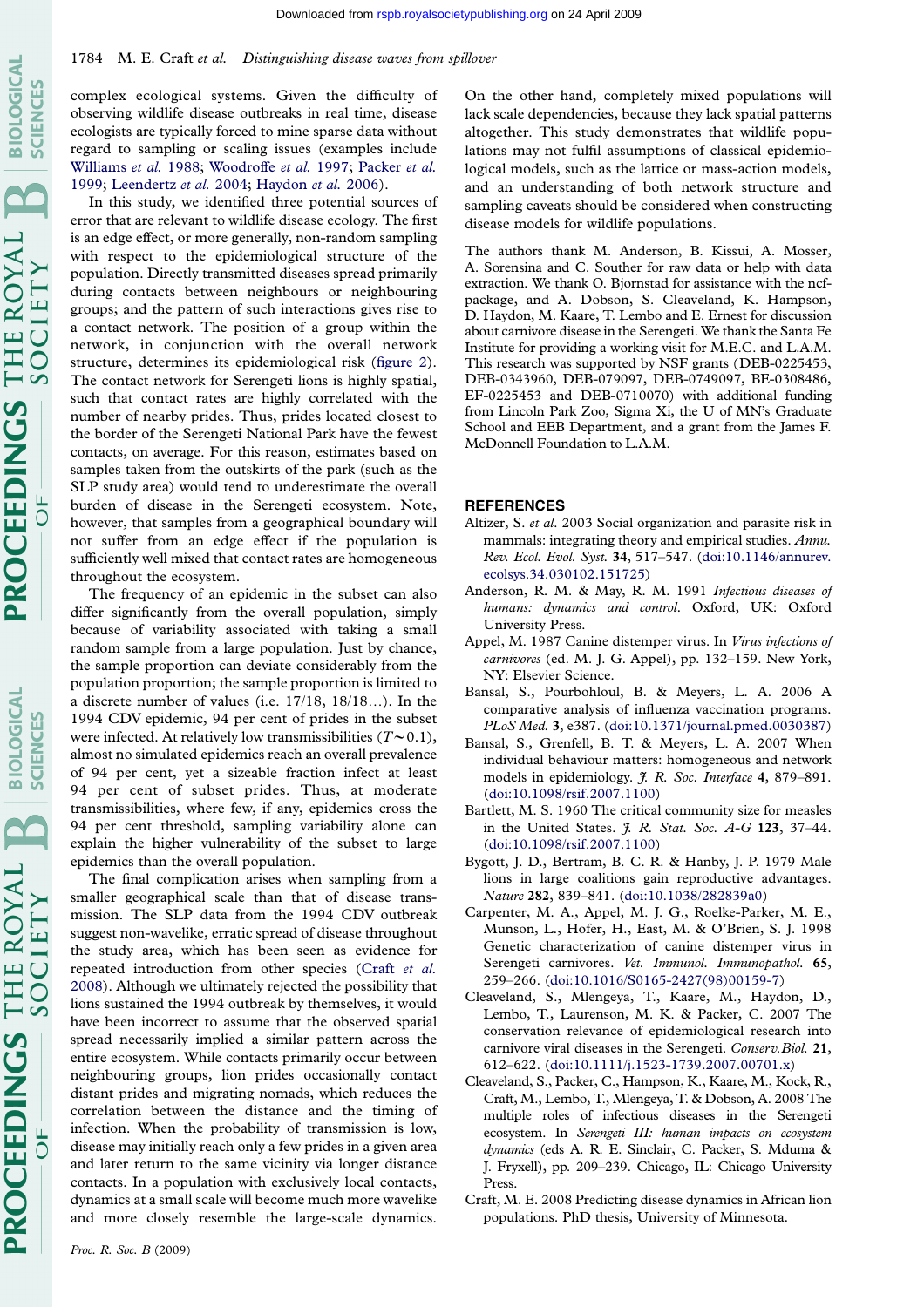complex ecological systems. Given the difficulty of observing wildlife disease outbreaks in real time, disease ecologists are typically forced to mine sparse data without regard to sampling or scaling issues (examples include Williams *et al.* 1988; Woodroffe *et al.* 1997; Packer *et al.* 1999; Leendertz *et al.* 2004; Haydon *et al.* 2006).

In this study, we identified three potential sources of error that are relevant to wildlife disease ecology. The first is an edge effect, or more generally, non-random sampling with respect to the epidemiological structure of the population. Directly transmitted diseases spread primarily during contacts between neighbours or neighbouring groups; and the pattern of such interactions gives rise to a contact network. The position of a group within the network, in conjunction with the overall network structure, determines its epidemiological risk (figure 2). The contact network for Serengeti lions is highly spatial, such that contact rates are highly correlated with the number of nearby prides. Thus, prides located closest to the border of the Serengeti National Park have the fewest contacts, on average. For this reason, estimates based on samples taken from the outskirts of the park (such as the SLP study area) would tend to underestimate the overall burden of disease in the Serengeti ecosystem. Note, however, that samples from a geographical boundary will not suffer from an edge effect if the population is sufficiently well mixed that contact rates are homogeneous throughout the ecosystem.

The frequency of an epidemic in the subset can also differ significantly from the overall population, simply because of variability associated with taking a small random sample from a large population. Just by chance, the sample proportion can deviate considerably from the population proportion; the sample proportion is limited to a discrete number of values (i.e. 17/18, 18/18…). In the 1994 CDV epidemic, 94 per cent of prides in the subset were infected. At relatively low transmissibilities ($T\sim0.1$), almost no simulated epidemics reach an overall prevalence of 94 per cent, yet a sizeable fraction infect at least 94 per cent of subset prides. Thus, at moderate transmissibilities, where few, if any, epidemics cross the 94 per cent threshold, sampling variability alone can explain the higher vulnerability of the subset to large epidemics than the overall population.

The final complication arises when sampling from a smaller geographical scale than that of disease transmission. The SLP data from the 1994 CDV outbreak suggest non-wavelike, erratic spread of disease throughout the study area, which has been seen as evidence for repeated introduction from other species (Craft *et al.* 2008). Although we ultimately rejected the possibility that lions sustained the 1994 outbreak by themselves, it would have been incorrect to assume that the observed spatial spread necessarily implied a similar pattern across the entire ecosystem. While contacts primarily occur between neighbouring groups, lion prides occasionally contact distant prides and migrating nomads, which reduces the correlation between the distance and the timing of infection. When the probability of transmission is low, disease may initially reach only a few prides in a given area and later return to the same vicinity via longer distance contacts. In a population with exclusively local contacts, dynamics at a small scale will become much more wavelike and more closely resemble the large-scale dynamics. On the other hand, completely mixed populations will lack scale dependencies, because they lack spatial patterns altogether. This study demonstrates that wildlife populations may not fulfil assumptions of classical epidemiological models, such as the lattice or mass-action models, and an understanding of both network structure and sampling caveats should be considered when constructing disease models for wildlife populations.

The authors thank M. Anderson, B. Kissui, A. Mosser, A. Sorensina and C. Souther for raw data or help with data extraction. We thank O. Bjornstad for assistance with the ncf-package, and A. Dobson, S. Cleaveland, K. Hampson, D. Haydon, M. Kaare, T. Lembo and E. Ernest for discussion about carnivore disease in the Serengeti. We thank the Santa Fe Institute for providing a working visit for M.E.C. and L.A.M. This research was supported by NSF grants (DEB-0225453, DEB-0343960, DEB-079097, DEB-0749097, BE-0308486, EF-0225453 and DEB-0710070) with additional funding from Lincoln Park Zoo, Sigma Xi, the U of MN's Graduate School and EEB Department, and a grant from the James F. McDonnell Foundation to L.A.M.

## REFERENCES

Altizer, S. *et al.* 2003 Social organization and parasite risk in mammals: integrating theory and empirical studies. *Annu. Rev. Ecol. Evol. Syst.* **34**, 517–547. (doi:10.1146/annurev.ecolsys.34.030102.151725)

Anderson, R. M. & May, R. M. 1991 *Infectious diseases of humans: dynamics and control*. Oxford, UK: Oxford University Press.

Appel, M. 1987 Canine distemper virus. In *Virus infections of carnivores* (ed. M. J. G. Appel), pp. 132–159. New York, NY: Elsevier Science.

Bansal, S., Pourbohloul, B. & Meyers, L. A. 2006 A comparative analysis of influenza vaccination programs. *PLoS Med.* **3**, e387. (doi:10.1371/journal.pmed.0030387)

Bansal, S., Grenfell, B. T. & Meyers, L. A. 2007 When individual behaviour matters: homogeneous and network models in epidemiology. *J. R. Soc. Interface* **4**, 879–891. (doi:10.1098/rsif.2007.1100)

Bartlett, M. S. 1960 The critical community size for measles in the United States. *J. R. Stat. Soc. A-G* **123**, 37–44. (doi:10.1098/rsif.2007.1100)

Bygott, J. D., Bertram, B. C. R. & Hanby, J. P. 1979 Male lions in large coalitions gain reproductive advantages. *Nature* **282**, 839–841. (doi:10.1038/282839a0)

Carpenter, M. A., Appel, M. J. G., Roelke-Parker, M. E., Munson, L., Hofer, H., East, M. & O'Brien, S. J. 1998 Genetic characterization of canine distemper virus in Serengeti carnivores. *Vet. Immunol. Immunopathol.* **65**, 259–266. (doi:10.1016/S0165-2427(98)00159-7)

Cleaveland, S., Mlengeya, T., Kaare, M., Haydon, D., Lembo, T., Laurenson, M. K. & Packer, C. 2007 The conservation relevance of epidemiological research into carnivore viral diseases in the Serengeti. *Conserv.Biol.* **21**, 612–622. (doi:10.1111/j.1523-1739.2007.00701.x)

Cleaveland, S., Packer, C., Hampson, K., Kaare, M., Kock, R., Craft, M., Lembo, T., Mlengeya, T. & Dobson, A. 2008 The multiple roles of infectious diseases in the Serengeti ecosystem. In *Serengeti III: human impacts on ecosystem dynamics* (eds A. R. E. Sinclair, C. Packer, S. Mduma & J. Fryxell), pp. 209–239. Chicago, IL: Chicago University Press.

Craft, M. E. 2008 Predicting disease dynamics in African lion populations. PhD thesis, University of Minnesota.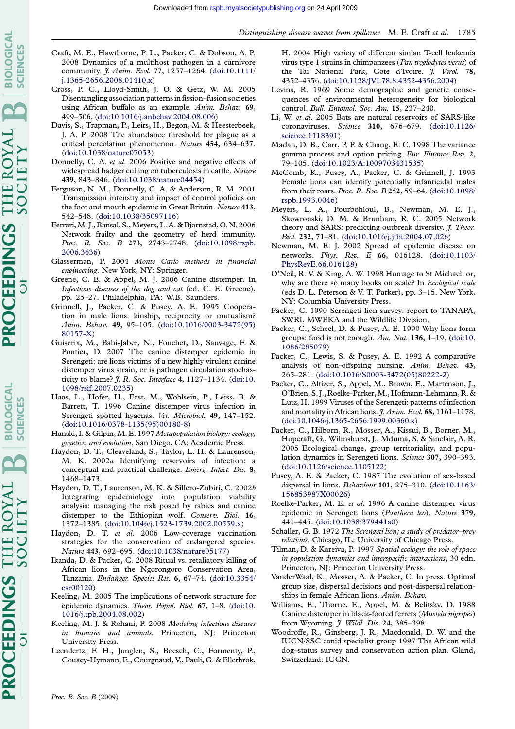Craft, M. E., Hawthorne, P. L., Packer, C. & Dobson, A. P. 2008 Dynamics of a multihost pathogen in a carnivore community. *J. Anim. Ecol.* **77**, 1257–1264. (doi:10.1111/j.1365-2656.2008.01410.x)

Cross, P. C., Lloyd-Smith, J. O. & Getz, W. M. 2005 Disentangling association patterns in fission–fusion societies using African buffalo as an example. *Anim. Behav.* **69**, 499–506. (doi:10.1016/j.anbehav.2004.08.006)

Davis, S., Trapman, P., Leirs, H., Begon, M. & Heesterbeek, J. A. P. 2008 The abundance threshold for plague as a critical percolation phenomenon. *Nature* **454**, 634–637. (doi:10.1038/nature07053)

Donnelly, C. A. *et al.* 2006 Positive and negative effects of widespread badger culling on tuberculosis in cattle. *Nature* **439**, 843–846. (doi:10.1038/nature04454)

Ferguson, N. M., Donnelly, C. A. & Anderson, R. M. 2001 Transmission intensity and impact of control policies on the foot and mouth epidemic in Great Britain. *Nature* **413**, 542–548. (doi:10.1038/35097116)

Ferrari, M. J., Bansal, S., Meyers, L. A. & Bjornstad, O. N. 2006 Network frailty and the geometry of herd immunity. *Proc. R. Soc. B* **273**, 2743–2748. (doi:10.1098/rspb.2006.3636)

Glasserman, P. 2004 *Monte Carlo methods in financial engineering*. New York, NY: Springer.

Greene, C. E. & Appel, M. J. 2006 Canine distemper. In *Infectious diseases of the dog and cat* (ed. C. E. Greene), pp. 25–27. Philadelphia, PA: W.B. Saunders.

Grinnell, J., Packer, C. & Pusey, A. E. 1995 Cooperation in male lions: kinship, reciprocity or mutualism? *Anim. Behav.* **49**, 95–105. (doi:10.1016/0003-3472(95)80157-X)

Guiserix, M., Bahi-Jaber, N., Fouchet, D., Sauvage, F. & Pontier, D. 2007 The canine distemper epidemic in Serengeti: are lions victims of a new highly virulent canine distemper virus strain, or is pathogen circulation stochasticity to blame? *J. R. Soc. Interface* **4**, 1127–1134. (doi:10.1098/rsif.2007.0235)

Haas, L., Hofer, H., East, M., Wohlsein, P., Leiss, B. & Barrett, T. 1996 Canine distemper virus infection in Serengeti spotted hyaenas. *Vet. Microbiol.* **49**, 147–152. (doi:10.1016/0378-1135(95)00180-8)

Hanski, I. & Gilpin, M. E. 1997 *Metapopulation biology: ecology, genetics, and evolution*. San Diego, CA: Academic Press.

Haydon, D. T., Cleaveland, S., Taylor, L. H. & Laurenson, M. K. 2002*a* Identifying reservoirs of infection: a conceptual and practical challenge. *Emerg. Infect. Dis.* **8**, 1468–1473.

Haydon, D. T., Laurenson, M. K. & Sillero-Zubiri, C. 2002*b* Integrating epidemiology into population viability analysis: managing the risk posed by rabies and canine distemper to the Ethiopian wolf. *Conserv. Biol.* **16**, 1372–1385. (doi:10.1046/j.1523-1739.2002.00559.x)

Haydon, D. T. *et al.* 2006 Low-coverage vaccination strategies for the conservation of endangered species. *Nature* **443**, 692–695. (doi:10.1038/nature05177)

Ikanda, D. & Packer, C. 2008 Ritual vs. retaliatory killing of African lions in the Ngorongoro Conservation Area, Tanzania. *Endanger. Species Res.* **6**, 67–74. (doi:10.3354/esr00120)

Keeling, M. 2005 The implications of network structure for epidemic dynamics. *Theor. Popul. Biol.* **67**, 1–8. (doi:10.1016/j.tpb.2004.08.002)

Keeling, M. J. & Rohani, P. 2008 *Modeling infectious diseases in humans and animals*. Princeton, NJ: Princeton University Press.

Leendertz, F. H., Junglen, S., Boesch, C., Formenty, P., Couacy-Hymann, E., Courgnaud, V., Pauli, G. & Ellerbrok, H. 2004 High variety of different simian T-cell leukemia virus type 1 strains in chimpanzees (*Pan troglodytes verus*) of the Tai National Park, Cote d'Ivoire. *J. Virol.* **78**, 4352–4356. (doi:10.1128/JVI.78.8.4352-4356.2004)

Levins, R. 1969 Some demographic and genetic consequences of environmental heterogeneity for biological control. *Bull. Entomol. Soc. Am.* **15**, 237–240.

Li, W. *et al.* 2005 Bats are natural reservoirs of SARS-like coronaviruses. *Science* **310**, 676–679. (doi:10.1126/science.1118391)

Madan, D. B., Carr, P. P. & Chang, E. C. 1998 The variance gamma process and option pricing. *Eur. Finance Rev.* **2**, 79–105. (doi:10.1023/A:1009703431535)

McComb, K., Pusey, A., Packer, C. & Grinnell, J. 1993 Female lions can identify potentially infanticidal males from their roars. *Proc. R. Soc. B* **252**, 59–64. (doi:10.1098/rspb.1993.0046)

Meyers, L. A., Pourbohloul, B., Newman, M. E. J., Skowronski, D. M. & Brunham, R. C. 2005 Network theory and SARS: predicting outbreak diversity. *J. Theor. Biol.* **232**, 71–81. (doi:10.1016/j.jtbi.2004.07.026)

Newman, M. E. J. 2002 Spread of epidemic disease on networks. *Phys. Rev. E* **66**, 016128. (doi:10.1103/PhysRevE.66.016128)

O'Neil, R. V. & King, A. W. 1998 Homage to St Michael: or, why are there so many books on scale? In *Ecological scale* (eds D. L. Peterson & V. T. Parker), pp. 3–15. New York, NY: Columbia University Press.

Packer, C. 1990 Serengeti lion survey: report to TANAPA, SWRI, MWEKA and the Wildlife Division.

Packer, C., Scheel, D. & Pusey, A. E. 1990 Why lions form groups: food is not enough. *Am. Nat.* **136**, 1–19. (doi:10.1086/285079)

Packer, C., Lewis, S. & Pusey, A. E. 1992 A comparative analysis of non-offspring nursing. *Anim. Behav.* **43**, 265–281. (doi:10.1016/S0003-3472(05)80222-2)

Packer, C., Altizer, S., Appel, M., Brown, E., Martenson, J., O'Brien, S. J., Roelke-Parker, M., Hofmann-Lehmann, R. & Lutz, H. 1999 Viruses of the Serengeti: patterns of infection and mortality in African lions. *J. Anim. Ecol.* **68**, 1161–1178. (doi:10.1046/j.1365-2656.1999.00360.x)

Packer, C., Hilborn, R., Mosser, A., Kissui, B., Borner, M., Hopcraft, G., Wilmshurst, J., Mduma, S. & Sinclair, A. R. 2005 Ecological change, group territoriality, and population dynamics in Serengeti lions. *Science* **307**, 390–393. (doi:10.1126/science.1105122)

Pusey, A. E. & Packer, C. 1987 The evolution of sex-based dispersal in lions. *Behaviour* **101**, 275–310. (doi:10.1163/156853987X00026)

Roelke-Parker, M. E. *et al.* 1996 A canine distemper virus epidemic in Serengeti lions (*Panthera leo*). *Nature* **379**, 441–445. (doi:10.1038/379441a0)

Schaller, G. B. 1972 *The Serengeti lion; a study of predator–prey relations*. Chicago, IL: University of Chicago Press.

Tilman, D. & Kareiva, P. 1997 *Spatial ecology: the role of space in population dynamics and interspecific interactions*, 30 edn. Princeton, NJ: Princeton University Press.

VanderWaal, K., Mosser, A. & Packer, C. In press. Optimal group size, dispersal decisions and post-dispersal relationships in female African lions. *Anim. Behav.*

Williams, E., Thorne, E., Appel, M. & Belitsky, D. 1988 Canine distemper in black-footed ferrets (*Mustela nigripes*) from Wyoming. *J. Wildl. Dis.* **24**, 385–398.

Woodroffe, R., Ginsberg, J. R., Macdonald, D. W. and the IUCN/SSC canid specialist group 1997 The African wild dog–status survey and conservation action plan. Gland, Switzerland: IUCN.